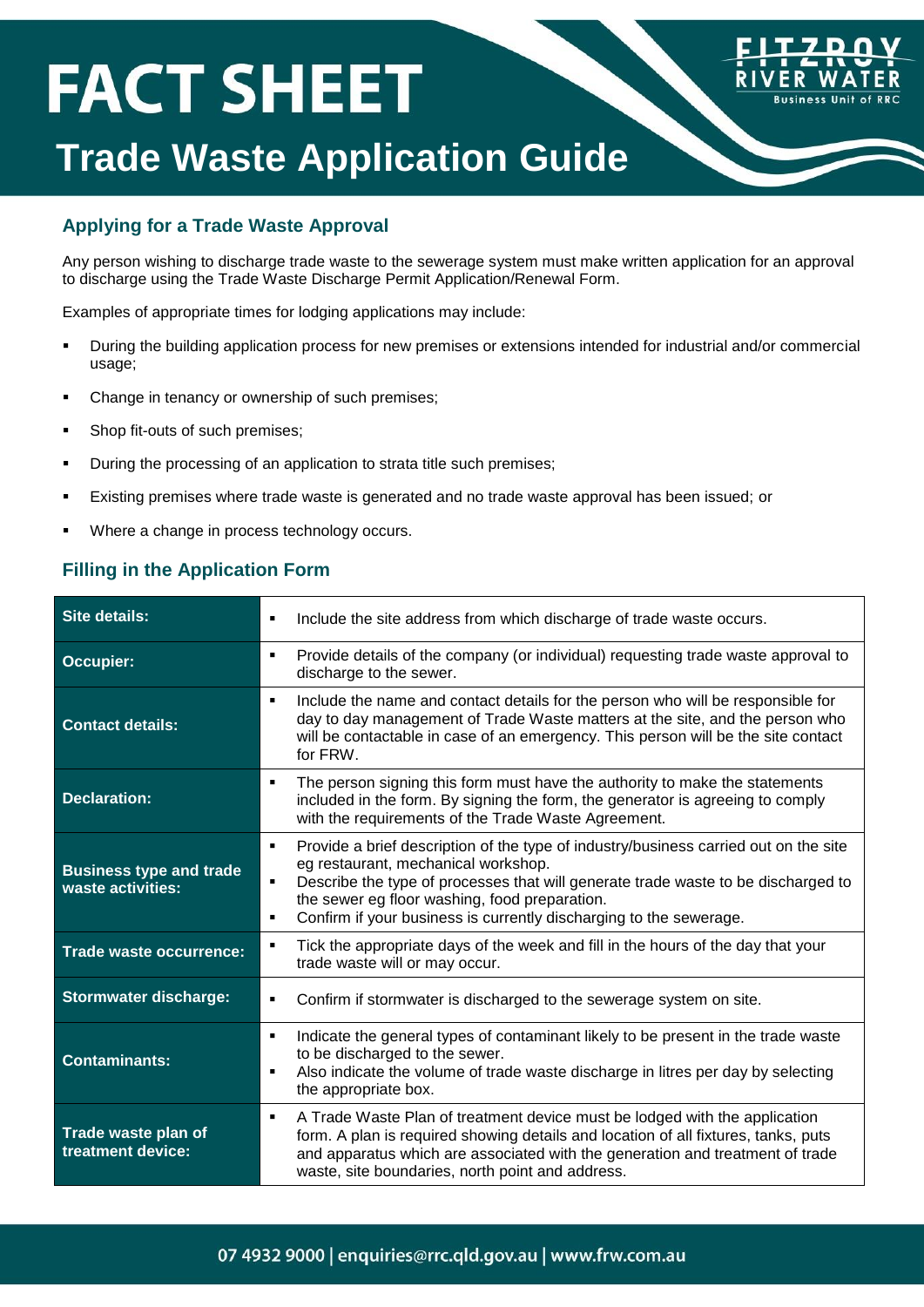# FACT SHEET

# Trade Waste Application Guide

## Applying for a Trade Waste Approval

Any person wishing to discharge trade waste to the sewerage system must make written application for an approval to discharge using the Trade Waste Discharge Permit Application/Renewal Form.

Examples of appropriate times for lodging applications may include:

- During the building application process for new premises or extensions intended for industrial and/or commercial usage;
- Change in tenancy or ownership of such premises;
- Shop fit-outs of such premises;
- During the processing of an application to strata title such premises;
- Existing premises where trade waste is generated and no trade waste approval has been issued; or
- Where a change in process technology occurs.

## Filling in the Application Form

| | |
|---|---|
| **Site details:** | ▪ Include the site address from which discharge of trade waste occurs. |
| **Occupier:** | ▪ Provide details of the company (or individual) requesting trade waste approval to discharge to the sewer. |
| **Contact details:** | ▪ Include the name and contact details for the person who will be responsible for day to day management of Trade Waste matters at the site, and the person who will be contactable in case of an emergency. This person will be the site contact for FRW. |
| **Declaration:** | ▪ The person signing this form must have the authority to make the statements included in the form. By signing the form, the generator is agreeing to comply with the requirements of the Trade Waste Agreement. |
| **Business type and trade waste activities:** | ▪ Provide a brief description of the type of industry/business carried out on the site eg restaurant, mechanical workshop.<br>▪ Describe the type of processes that will generate trade waste to be discharged to the sewer eg floor washing, food preparation.<br>▪ Confirm if your business is currently discharging to the sewerage. |
| **Trade waste occurrence:** | ▪ Tick the appropriate days of the week and fill in the hours of the day that your trade waste will or may occur. |
| **Stormwater discharge:** | ▪ Confirm if stormwater is discharged to the sewerage system on site. |
| **Contaminants:** | ▪ Indicate the general types of contaminant likely to be present in the trade waste to be discharged to the sewer.<br>▪ Also indicate the volume of trade waste discharge in litres per day by selecting the appropriate box. |
| **Trade waste plan of treatment device:** | ▪ A Trade Waste Plan of treatment device must be lodged with the application form. A plan is required showing details and location of all fixtures, tanks, puts and apparatus which are associated with the generation and treatment of trade waste, site boundaries, north point and address. |

07 4932 9000 | enquiries@rrc.qld.gov.au | www.frw.com.au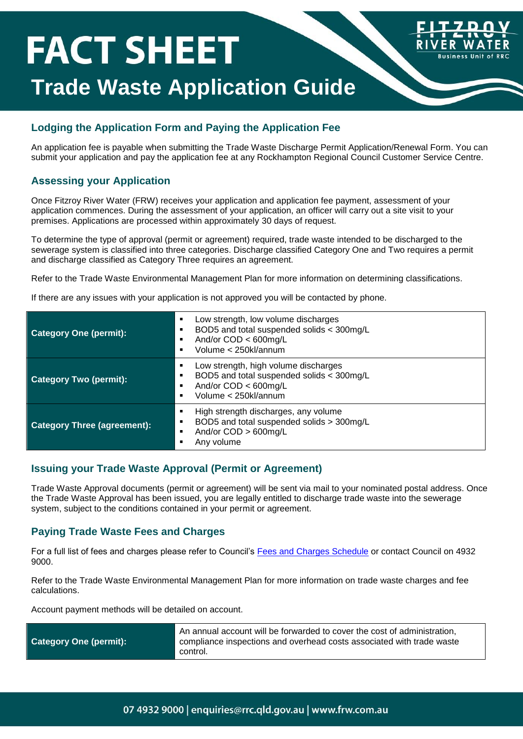# FACT SHEET

# Trade Waste Application Guide

## Lodging the Application Form and Paying the Application Fee

An application fee is payable when submitting the Trade Waste Discharge Permit Application/Renewal Form. You can submit your application and pay the application fee at any Rockhampton Regional Council Customer Service Centre.

## Assessing your Application

Once Fitzroy River Water (FRW) receives your application and application fee payment, assessment of your application commences. During the assessment of your application, an officer will carry out a site visit to your premises. Applications are processed within approximately 30 days of request.

To determine the type of approval (permit or agreement) required, trade waste intended to be discharged to the sewerage system is classified into three categories. Discharge classified Category One and Two requires a permit and discharge classified as Category Three requires an agreement.

Refer to the Trade Waste Environmental Management Plan for more information on determining classifications.

If there are any issues with your application is not approved you will be contacted by phone.

| | |
|---|---|
| **Category One (permit):** | ▪ Low strength, low volume discharges<br>▪ BOD5 and total suspended solids < 300mg/L<br>▪ And/or COD < 600mg/L<br>▪ Volume < 250kl/annum |
| **Category Two (permit):** | ▪ Low strength, high volume discharges<br>▪ BOD5 and total suspended solids < 300mg/L<br>▪ And/or COD < 600mg/L<br>▪ Volume < 250kl/annum |
| **Category Three (agreement):** | ▪ High strength discharges, any volume<br>▪ BOD5 and total suspended solids > 300mg/L<br>▪ And/or COD > 600mg/L<br>▪ Any volume |

## Issuing your Trade Waste Approval (Permit or Agreement)

Trade Waste Approval documents (permit or agreement) will be sent via mail to your nominated postal address. Once the Trade Waste Approval has been issued, you are legally entitled to discharge trade waste into the sewerage system, subject to the conditions contained in your permit or agreement.

## Paying Trade Waste Fees and Charges

For a full list of fees and charges please refer to Council's [Fees and Charges Schedule] or contact Council on 4932 9000.

Refer to the Trade Waste Environmental Management Plan for more information on trade waste charges and fee calculations.

Account payment methods will be detailed on account.

| | |
|---|---|
| **Category One (permit):** | An annual account will be forwarded to cover the cost of administration, compliance inspections and overhead costs associated with trade waste control. |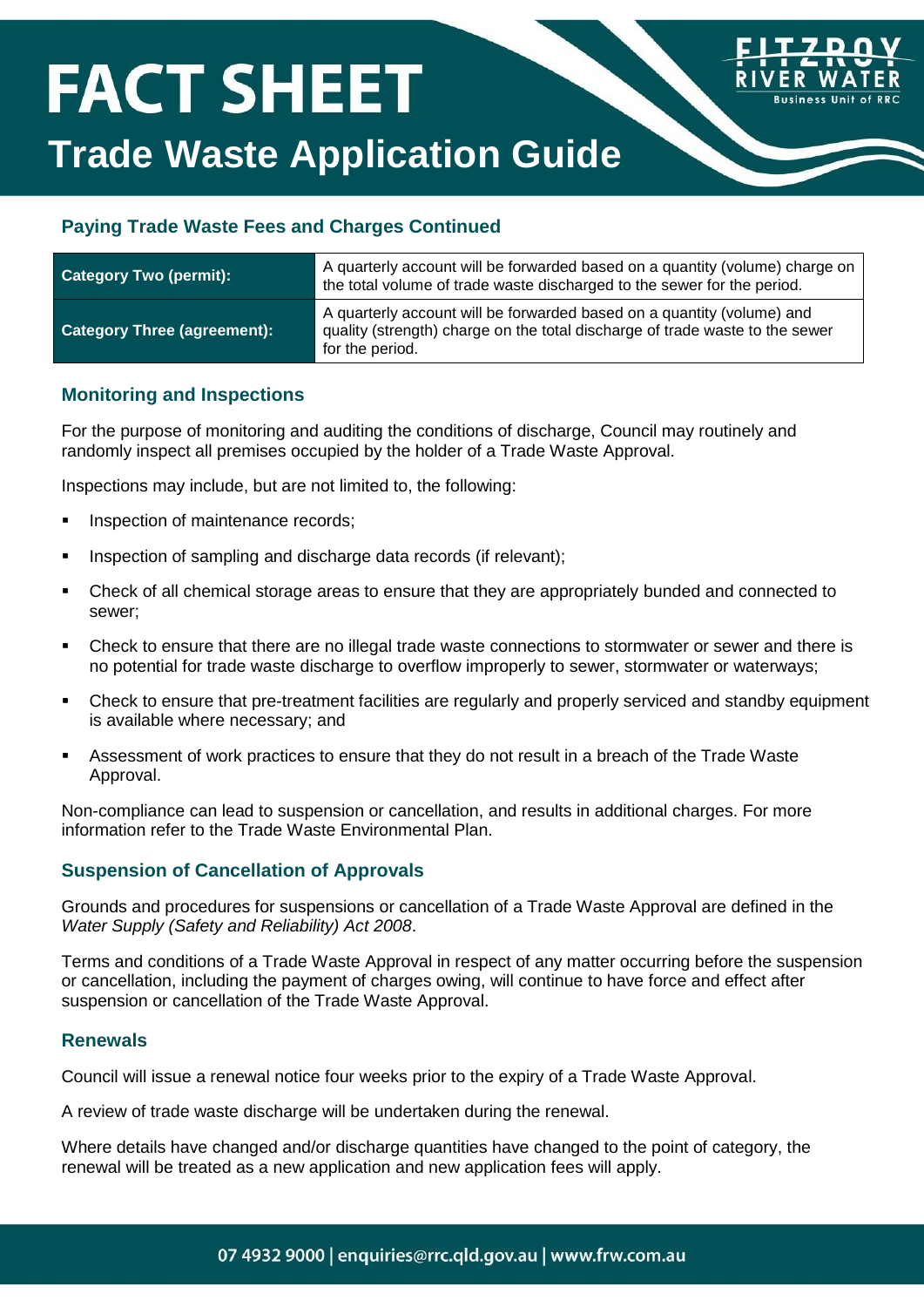# FACT SHEET

# Trade Waste Application Guide

## Paying Trade Waste Fees and Charges Continued

| | |
|---|---|
| **Category Two (permit):** | A quarterly account will be forwarded based on a quantity (volume) charge on the total volume of trade waste discharged to the sewer for the period. |
| **Category Three (agreement):** | A quarterly account will be forwarded based on a quantity (volume) and quality (strength) charge on the total discharge of trade waste to the sewer for the period. |

## Monitoring and Inspections

For the purpose of monitoring and auditing the conditions of discharge, Council may routinely and randomly inspect all premises occupied by the holder of a Trade Waste Approval.

Inspections may include, but are not limited to, the following:

- Inspection of maintenance records;
- Inspection of sampling and discharge data records (if relevant);
- Check of all chemical storage areas to ensure that they are appropriately bunded and connected to sewer;
- Check to ensure that there are no illegal trade waste connections to stormwater or sewer and there is no potential for trade waste discharge to overflow improperly to sewer, stormwater or waterways;
- Check to ensure that pre-treatment facilities are regularly and properly serviced and standby equipment is available where necessary; and
- Assessment of work practices to ensure that they do not result in a breach of the Trade Waste Approval.

Non-compliance can lead to suspension or cancellation, and results in additional charges. For more information refer to the Trade Waste Environmental Plan.

## Suspension of Cancellation of Approvals

Grounds and procedures for suspensions or cancellation of a Trade Waste Approval are defined in the *Water Supply (Safety and Reliability) Act 2008*.

Terms and conditions of a Trade Waste Approval in respect of any matter occurring before the suspension or cancellation, including the payment of charges owing, will continue to have force and effect after suspension or cancellation of the Trade Waste Approval.

## Renewals

Council will issue a renewal notice four weeks prior to the expiry of a Trade Waste Approval.

A review of trade waste discharge will be undertaken during the renewal.

Where details have changed and/or discharge quantities have changed to the point of category, the renewal will be treated as a new application and new application fees will apply.